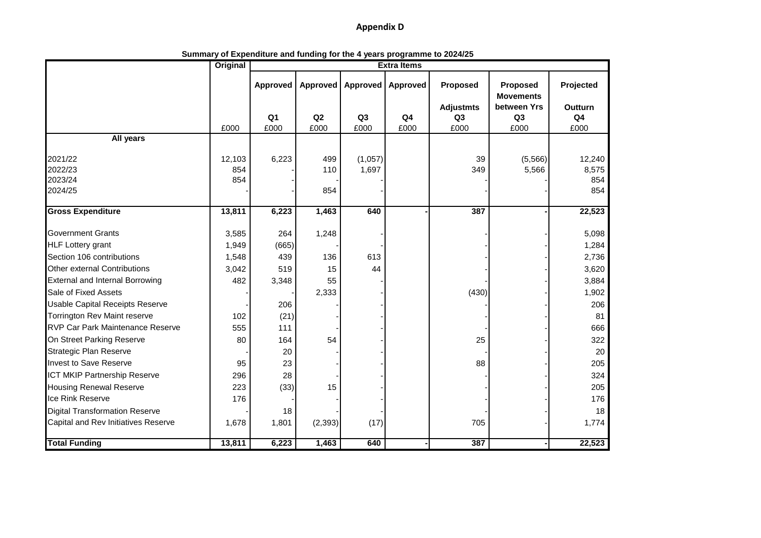# Appendix D

**Summary of Expenditure and funding for the 4 years programme to 2024/25**

| | Original | Extra Items | | | | | | |
|---|---|---|---|---|---|---|---|---|
| | | Approved | Approved | Approved | Approved | Proposed | Proposed Movements | Projected |
| | | Q1 | Q2 | Q3 | Q4 | Adjustmts Q3 | between Yrs Q3 | Outturn Q4 |
| | £000 | £000 | £000 | £000 | £000 | £000 | £000 | £000 |
| **All years** | | | | | | | | |
| 2021/22 | 12,103 | 6,223 | 499 | (1,057) | | 39 | (5,566) | 12,240 |
| 2022/23 | 854 | - | 110 | 1,697 | | 349 | 5,566 | 8,575 |
| 2023/24 | 854 | - | - | - | | - | - | 854 |
| 2024/25 | - | - | 854 | - | | - | - | 854 |
| **Gross Expenditure** | **13,811** | **6,223** | **1,463** | **640** | **-** | **387** | **-** | **22,523** |
| Government Grants | 3,585 | 264 | 1,248 | - | | - | - | 5,098 |
| HLF Lottery grant | 1,949 | (665) | - | - | | - | - | 1,284 |
| Section 106 contributions | 1,548 | 439 | 136 | 613 | | - | - | 2,736 |
| Other external Contributions | 3,042 | 519 | 15 | 44 | | - | - | 3,620 |
| External and Internal Borrowing | 482 | 3,348 | 55 | - | | - | - | 3,884 |
| Sale of Fixed Assets | - | - | 2,333 | - | | (430) | - | 1,902 |
| Usable Capital Receipts Reserve | - | 206 | - | - | | - | - | 206 |
| Torrington Rev Maint reserve | 102 | (21) | - | - | | - | - | 81 |
| RVP Car Park Maintenance Reserve | 555 | 111 | - | - | | - | - | 666 |
| On Street Parking Reserve | 80 | 164 | 54 | - | | 25 | - | 322 |
| Strategic Plan Reserve | - | 20 | - | - | | - | - | 20 |
| Invest to Save Reserve | 95 | 23 | - | - | | 88 | - | 205 |
| ICT MKIP Partnership Reserve | 296 | 28 | - | - | | - | - | 324 |
| Housing Renewal Reserve | 223 | (33) | 15 | - | | - | - | 205 |
| Ice Rink Reserve | 176 | - | - | - | | - | - | 176 |
| Digital Transformation Reserve | - | 18 | - | - | | - | - | 18 |
| Capital and Rev Initiatives Reserve | 1,678 | 1,801 | (2,393) | (17) | | 705 | - | 1,774 |
| **Total Funding** | **13,811** | **6,223** | **1,463** | **640** | **-** | **387** | **-** | **22,523** |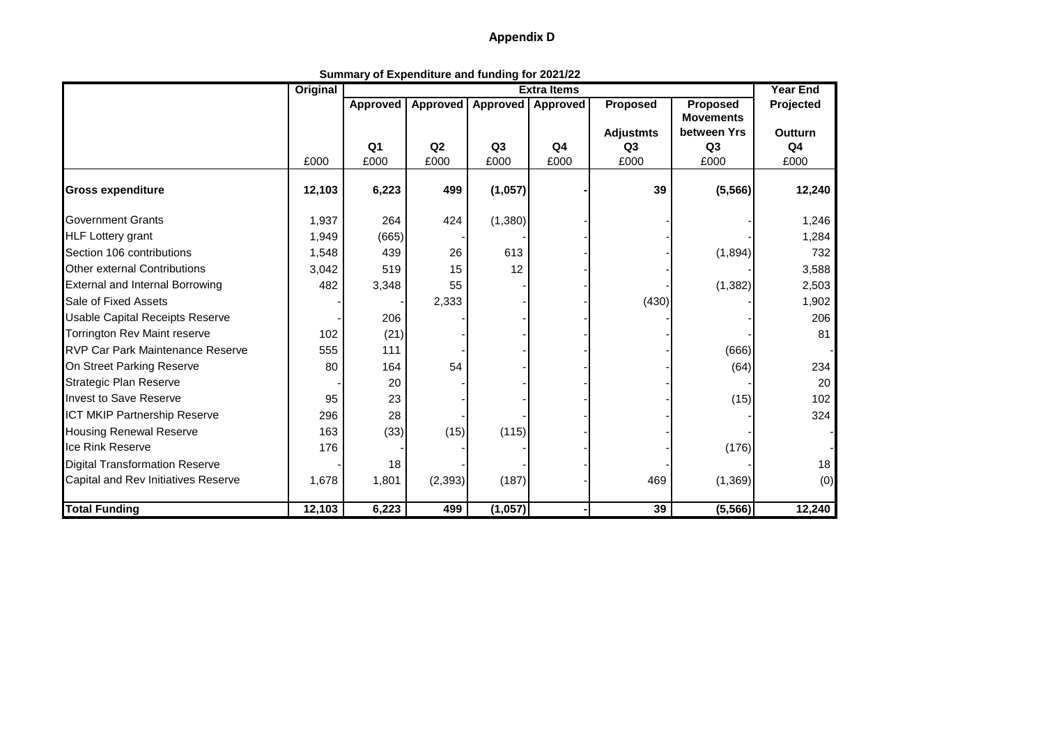# Appendix D

**Summary of Expenditure and funding for 2021/22**

| | Original | Extra Items | | | | | | Year End |
|---|---|---|---|---|---|---|---|---|
| | | Approved | Approved | Approved | Approved | Proposed | Proposed Movements | Projected |
| | | | | | | Adjustmts | between Yrs | Outturn |
| | | Q1 | Q2 | Q3 | Q4 | Q3 | Q3 | Q4 |
| | £000 | £000 | £000 | £000 | £000 | £000 | £000 | £000 |
| **Gross expenditure** | **12,103** | **6,223** | **499** | **(1,057)** | **-** | **39** | **(5,566)** | **12,240** |
| Government Grants | 1,937 | 264 | 424 | (1,380) | - | - | - | 1,246 |
| HLF Lottery grant | 1,949 | (665) | - | - | - | - | - | 1,284 |
| Section 106 contributions | 1,548 | 439 | 26 | 613 | - | - | (1,894) | 732 |
| Other external Contributions | 3,042 | 519 | 15 | 12 | - | - | - | 3,588 |
| External and Internal Borrowing | 482 | 3,348 | 55 | - | - | - | (1,382) | 2,503 |
| Sale of Fixed Assets | - | - | 2,333 | - | - | (430) | - | 1,902 |
| Usable Capital Receipts Reserve | - | 206 | - | - | - | - | - | 206 |
| Torrington Rev Maint reserve | 102 | (21) | - | - | - | - | - | 81 |
| RVP Car Park Maintenance Reserve | 555 | 111 | - | - | - | - | (666) | - |
| On Street Parking Reserve | 80 | 164 | 54 | - | - | - | (64) | 234 |
| Strategic Plan Reserve | - | 20 | - | - | - | - | - | 20 |
| Invest to Save Reserve | 95 | 23 | - | - | - | - | (15) | 102 |
| ICT MKIP Partnership Reserve | 296 | 28 | - | - | - | - | - | 324 |
| Housing Renewal Reserve | 163 | (33) | (15) | (115) | - | - | - | - |
| Ice Rink Reserve | 176 | - | - | - | - | - | (176) | - |
| Digital Transformation Reserve | - | 18 | - | - | - | - | - | 18 |
| Capital and Rev Initiatives Reserve | 1,678 | 1,801 | (2,393) | (187) | - | 469 | (1,369) | (0) |
| **Total Funding** | **12,103** | **6,223** | **499** | **(1,057)** | **-** | **39** | **(5,566)** | **12,240** |